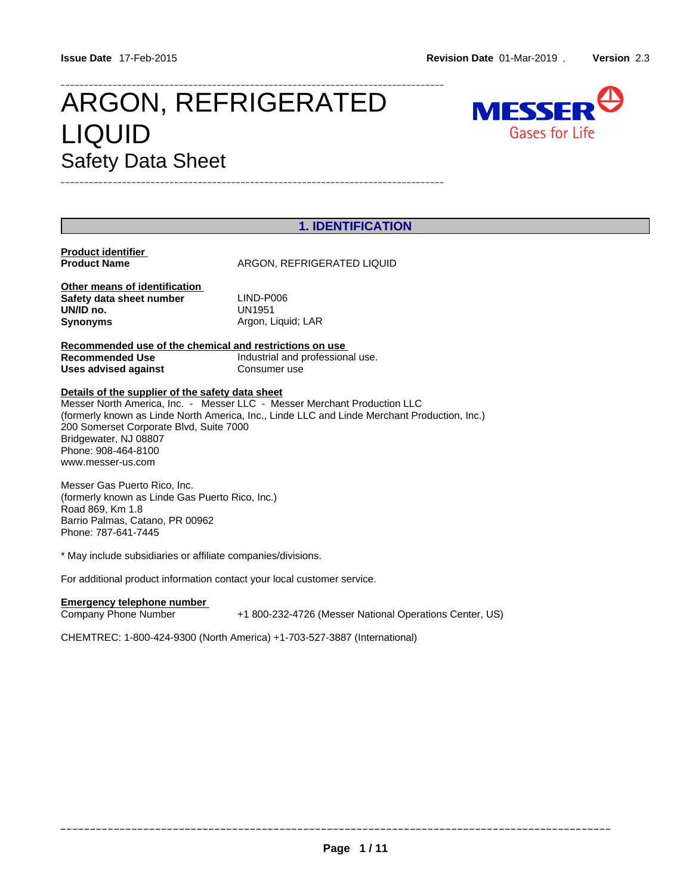Issue Date 17-Feb-2015 | Revision Date 01-Mar-2019 , | Version 2.3

# ARGON, REFRIGERATED LIQUID

## Safety Data Sheet

## 1. IDENTIFICATION

**Product identifier**

**Product Name** ARGON, REFRIGERATED LIQUID

**Other means of identification**

| | |
|---|---|
| **Safety data sheet number** | LIND-P006 |
| **UN/ID no.** | UN1951 |
| **Synonyms** | Argon, Liquid; LAR |

**Recommended use of the chemical and restrictions on use**

| | |
|---|---|
| **Recommended Use** | Industrial and professional use. |
| **Uses advised against** | Consumer use |

**Details of the supplier of the safety data sheet**

Messer North America, Inc. - Messer LLC - Messer Merchant Production LLC
(formerly known as Linde North America, Inc., Linde LLC and Linde Merchant Production, Inc.)
200 Somerset Corporate Blvd, Suite 7000
Bridgewater, NJ 08807
Phone: 908-464-8100
www.messer-us.com

Messer Gas Puerto Rico, Inc.
(formerly known as Linde Gas Puerto Rico, Inc.)
Road 869, Km 1.8
Barrio Palmas, Catano, PR 00962
Phone: 787-641-7445

* May include subsidiaries or affiliate companies/divisions.

For additional product information contact your local customer service.

**Emergency telephone number**

Company Phone Number +1 800-232-4726 (Messer National Operations Center, US)

CHEMTREC: 1-800-424-9300 (North America) +1-703-527-3887 (International)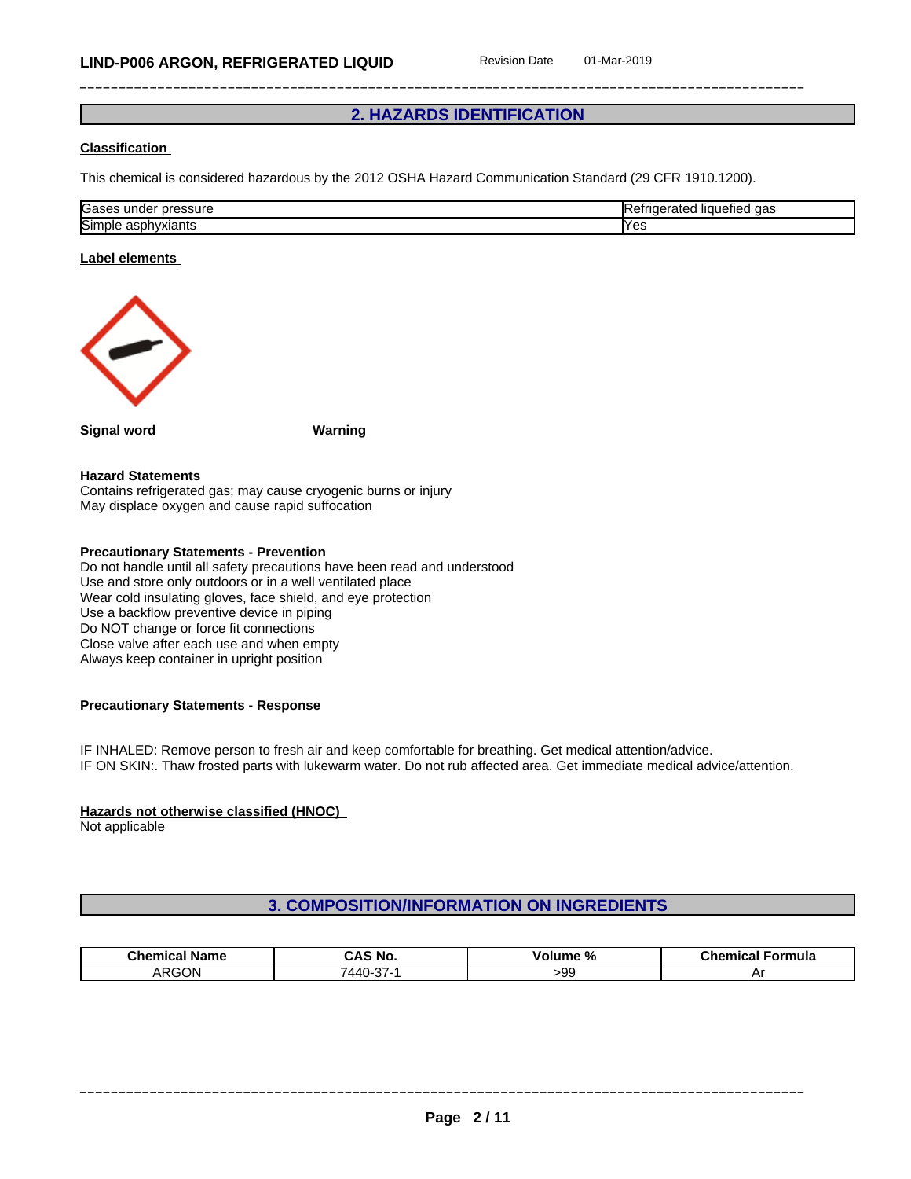## 2. HAZARDS IDENTIFICATION

**Classification**

This chemical is considered hazardous by the 2012 OSHA Hazard Communication Standard (29 CFR 1910.1200).

| | |
|---|---|
| Gases under pressure | Refrigerated liquefied gas |
| Simple asphyxiants | Yes |

**Label elements**

**Signal word** **Warning**

**Hazard Statements**

Contains refrigerated gas; may cause cryogenic burns or injury
May displace oxygen and cause rapid suffocation

**Precautionary Statements - Prevention**

Do not handle until all safety precautions have been read and understood
Use and store only outdoors or in a well ventilated place
Wear cold insulating gloves, face shield, and eye protection
Use a backflow preventive device in piping
Do NOT change or force fit connections
Close valve after each use and when empty
Always keep container in upright position

**Precautionary Statements - Response**

IF INHALED: Remove person to fresh air and keep comfortable for breathing. Get medical attention/advice.
IF ON SKIN:. Thaw frosted parts with lukewarm water. Do not rub affected area. Get immediate medical advice/attention.

**Hazards not otherwise classified (HNOC)**

Not applicable

## 3. COMPOSITION/INFORMATION ON INGREDIENTS

| Chemical Name | CAS No. | Volume % | Chemical Formula |
|---|---|---|---|
| ARGON | 7440-37-1 | >99 | Ar |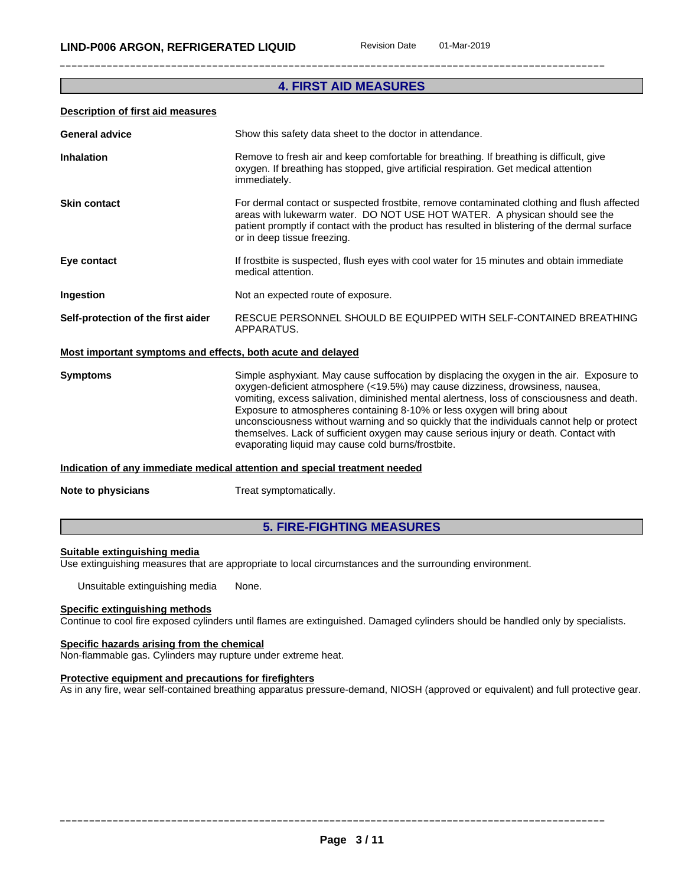## 4. FIRST AID MEASURES

### Description of first aid measures

| | |
|---|---|
| **General advice** | Show this safety data sheet to the doctor in attendance. |
| **Inhalation** | Remove to fresh air and keep comfortable for breathing. If breathing is difficult, give oxygen. If breathing has stopped, give artificial respiration. Get medical attention immediately. |
| **Skin contact** | For dermal contact or suspected frostbite, remove contaminated clothing and flush affected areas with lukewarm water. DO NOT USE HOT WATER. A physican should see the patient promptly if contact with the product has resulted in blistering of the dermal surface or in deep tissue freezing. |
| **Eye contact** | If frostbite is suspected, flush eyes with cool water for 15 minutes and obtain immediate medical attention. |
| **Ingestion** | Not an expected route of exposure. |
| **Self-protection of the first aider** | RESCUE PERSONNEL SHOULD BE EQUIPPED WITH SELF-CONTAINED BREATHING APPARATUS. |

### Most important symptoms and effects, both acute and delayed

| | |
|---|---|
| **Symptoms** | Simple asphyxiant. May cause suffocation by displacing the oxygen in the air. Exposure to oxygen-deficient atmosphere (<19.5%) may cause dizziness, drowsiness, nausea, vomiting, excess salivation, diminished mental alertness, loss of consciousness and death. Exposure to atmospheres containing 8-10% or less oxygen will bring about unconsciousness without warning and so quickly that the individuals cannot help or protect themselves. Lack of sufficient oxygen may cause serious injury or death. Contact with evaporating liquid may cause cold burns/frostbite. |

### Indication of any immediate medical attention and special treatment needed

| | |
|---|---|
| **Note to physicians** | Treat symptomatically. |

## 5. FIRE-FIGHTING MEASURES

### Suitable extinguishing media

Use extinguishing measures that are appropriate to local circumstances and the surrounding environment.

Unsuitable extinguishing media None.

### Specific extinguishing methods

Continue to cool fire exposed cylinders until flames are extinguished. Damaged cylinders should be handled only by specialists.

### Specific hazards arising from the chemical

Non-flammable gas. Cylinders may rupture under extreme heat.

### Protective equipment and precautions for firefighters

As in any fire, wear self-contained breathing apparatus pressure-demand, NIOSH (approved or equivalent) and full protective gear.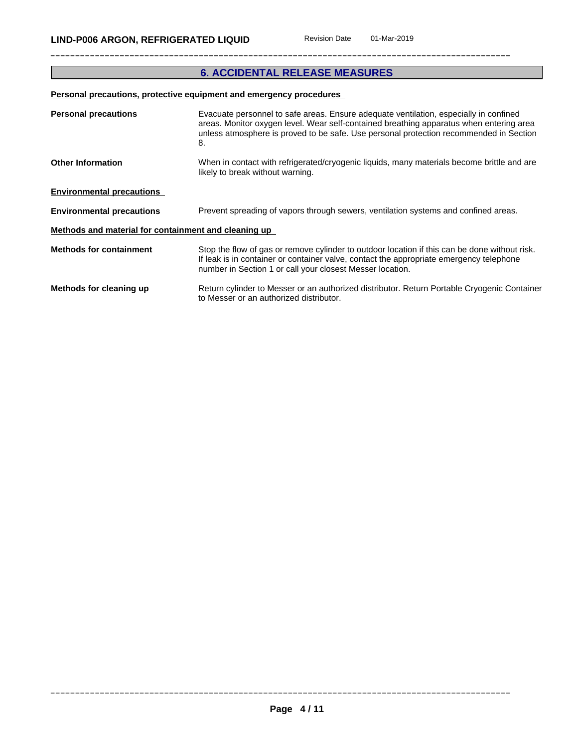## 6. ACCIDENTAL RELEASE MEASURES

### Personal precautions, protective equipment and emergency procedures

**Personal precautions**

Evacuate personnel to safe areas. Ensure adequate ventilation, especially in confined areas. Monitor oxygen level. Wear self-contained breathing apparatus when entering area unless atmosphere is proved to be safe. Use personal protection recommended in Section 8.

**Other Information**

When in contact with refrigerated/cryogenic liquids, many materials become brittle and are likely to break without warning.

### Environmental precautions

**Environmental precautions**

Prevent spreading of vapors through sewers, ventilation systems and confined areas.

### Methods and material for containment and cleaning up

**Methods for containment**

Stop the flow of gas or remove cylinder to outdoor location if this can be done without risk. If leak is in container or container valve, contact the appropriate emergency telephone number in Section 1 or call your closest Messer location.

**Methods for cleaning up**

Return cylinder to Messer or an authorized distributor. Return Portable Cryogenic Container to Messer or an authorized distributor.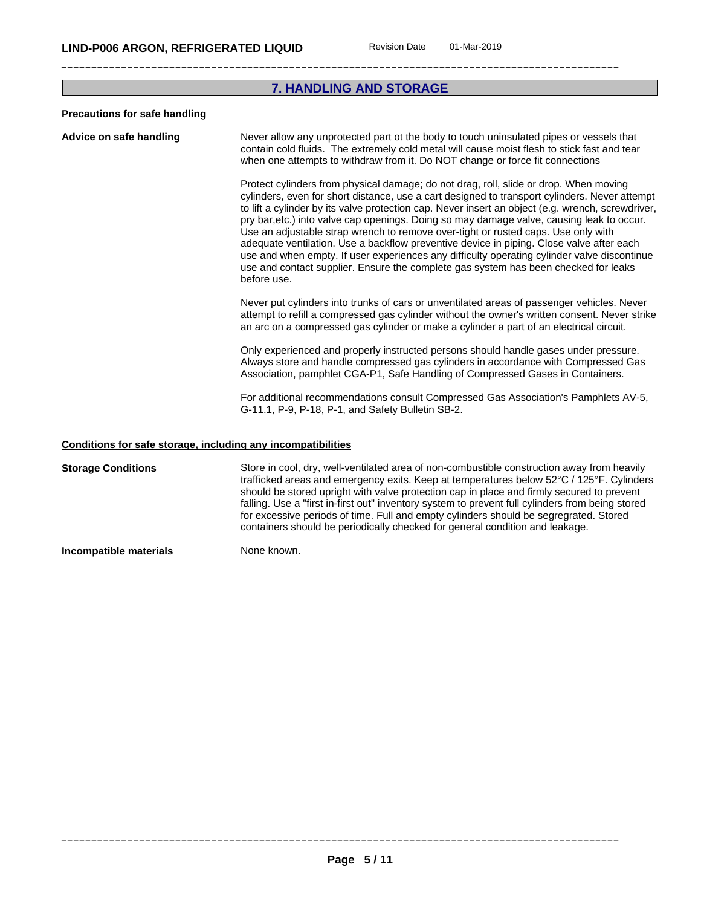## 7. HANDLING AND STORAGE

### Precautions for safe handling

**Advice on safe handling**

Never allow any unprotected part ot the body to touch uninsulated pipes or vessels that contain cold fluids. The extremely cold metal will cause moist flesh to stick fast and tear when one attempts to withdraw from it. Do NOT change or force fit connections

Protect cylinders from physical damage; do not drag, roll, slide or drop. When moving cylinders, even for short distance, use a cart designed to transport cylinders. Never attempt to lift a cylinder by its valve protection cap. Never insert an object (e.g. wrench, screwdriver, pry bar,etc.) into valve cap openings. Doing so may damage valve, causing leak to occur. Use an adjustable strap wrench to remove over-tight or rusted caps. Use only with adequate ventilation. Use a backflow preventive device in piping. Close valve after each use and when empty. If user experiences any difficulty operating cylinder valve discontinue use and contact supplier. Ensure the complete gas system has been checked for leaks before use.

Never put cylinders into trunks of cars or unventilated areas of passenger vehicles. Never attempt to refill a compressed gas cylinder without the owner's written consent. Never strike an arc on a compressed gas cylinder or make a cylinder a part of an electrical circuit.

Only experienced and properly instructed persons should handle gases under pressure. Always store and handle compressed gas cylinders in accordance with Compressed Gas Association, pamphlet CGA-P1, Safe Handling of Compressed Gases in Containers.

For additional recommendations consult Compressed Gas Association's Pamphlets AV-5, G-11.1, P-9, P-18, P-1, and Safety Bulletin SB-2.

### Conditions for safe storage, including any incompatibilities

**Storage Conditions**

Store in cool, dry, well-ventilated area of non-combustible construction away from heavily trafficked areas and emergency exits. Keep at temperatures below 52°C / 125°F. Cylinders should be stored upright with valve protection cap in place and firmly secured to prevent falling. Use a "first in-first out" inventory system to prevent full cylinders from being stored for excessive periods of time. Full and empty cylinders should be segregrated. Stored containers should be periodically checked for general condition and leakage.

**Incompatible materials**

None known.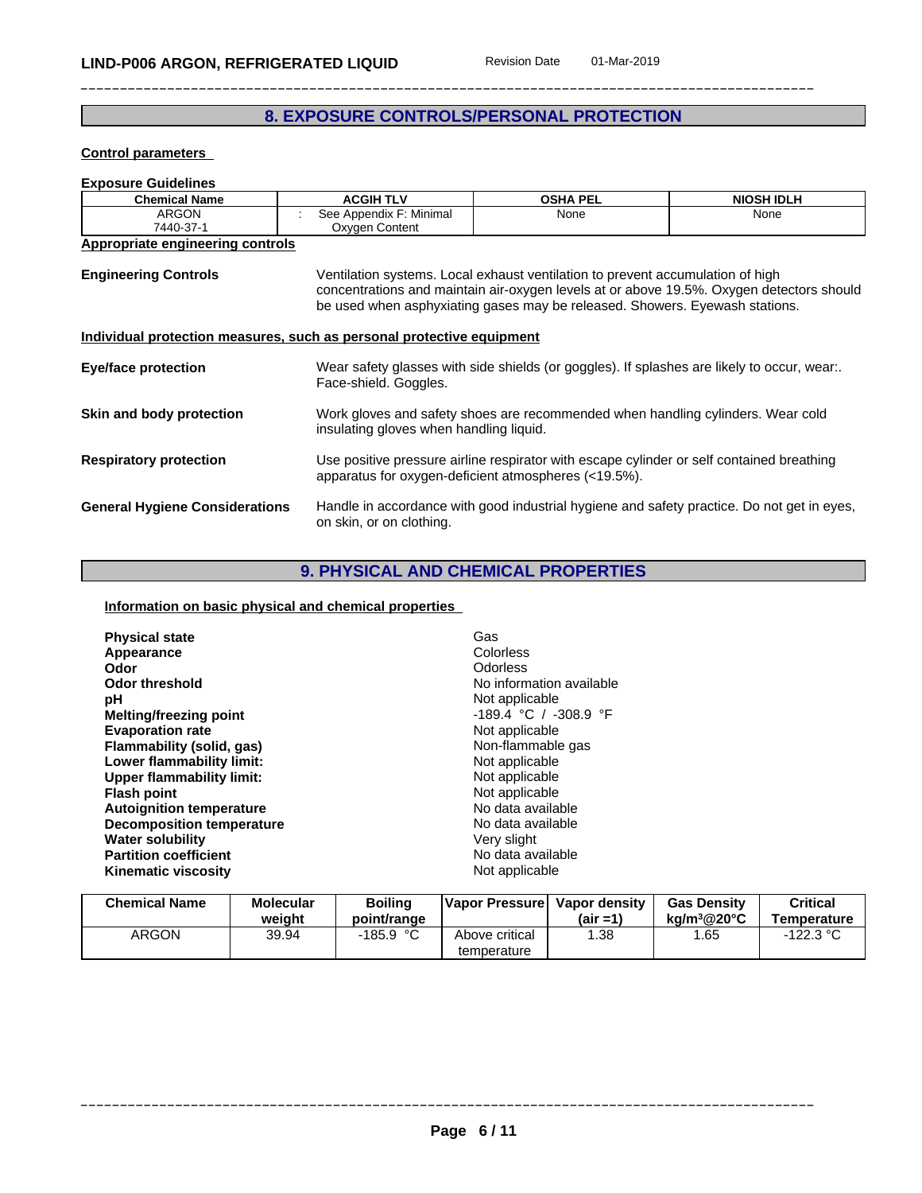## 8. EXPOSURE CONTROLS/PERSONAL PROTECTION

**Control parameters**

**Exposure Guidelines**

| Chemical Name | ACGIH TLV | OSHA PEL | NIOSH IDLH |
|---|---|---|---|
| ARGON 7440-37-1 | : See Appendix F: Minimal Oxygen Content | None | None |

**Appropriate engineering controls**

**Engineering Controls** Ventilation systems. Local exhaust ventilation to prevent accumulation of high concentrations and maintain air-oxygen levels at or above 19.5%. Oxygen detectors should be used when asphyxiating gases may be released. Showers. Eyewash stations.

**Individual protection measures, such as personal protective equipment**

**Eye/face protection** Wear safety glasses with side shields (or goggles). If splashes are likely to occur, wear:. Face-shield. Goggles.

**Skin and body protection** Work gloves and safety shoes are recommended when handling cylinders. Wear cold insulating gloves when handling liquid.

**Respiratory protection** Use positive pressure airline respirator with escape cylinder or self contained breathing apparatus for oxygen-deficient atmospheres (<19.5%).

**General Hygiene Considerations** Handle in accordance with good industrial hygiene and safety practice. Do not get in eyes, on skin, or on clothing.

## 9. PHYSICAL AND CHEMICAL PROPERTIES

**Information on basic physical and chemical properties**

| | |
|---|---|
| **Physical state** | Gas |
| **Appearance** | Colorless |
| **Odor** | Odorless |
| **Odor threshold** | No information available |
| **pH** | Not applicable |
| **Melting/freezing point** | -189.4 °C / -308.9 °F |
| **Evaporation rate** | Not applicable |
| **Flammability (solid, gas)** | Non-flammable gas |
| **Lower flammability limit:** | Not applicable |
| **Upper flammability limit:** | Not applicable |
| **Flash point** | Not applicable |
| **Autoignition temperature** | No data available |
| **Decomposition temperature** | No data available |
| **Water solubility** | Very slight |
| **Partition coefficient** | No data available |
| **Kinematic viscosity** | Not applicable |

| Chemical Name | Molecular weight | Boiling point/range | Vapor Pressure | Vapor density (air =1) | Gas Density kg/m³@20°C | Critical Temperature |
|---|---|---|---|---|---|---|
| ARGON | 39.94 | -185.9 °C | Above critical temperature | 1.38 | 1.65 | -122.3 °C |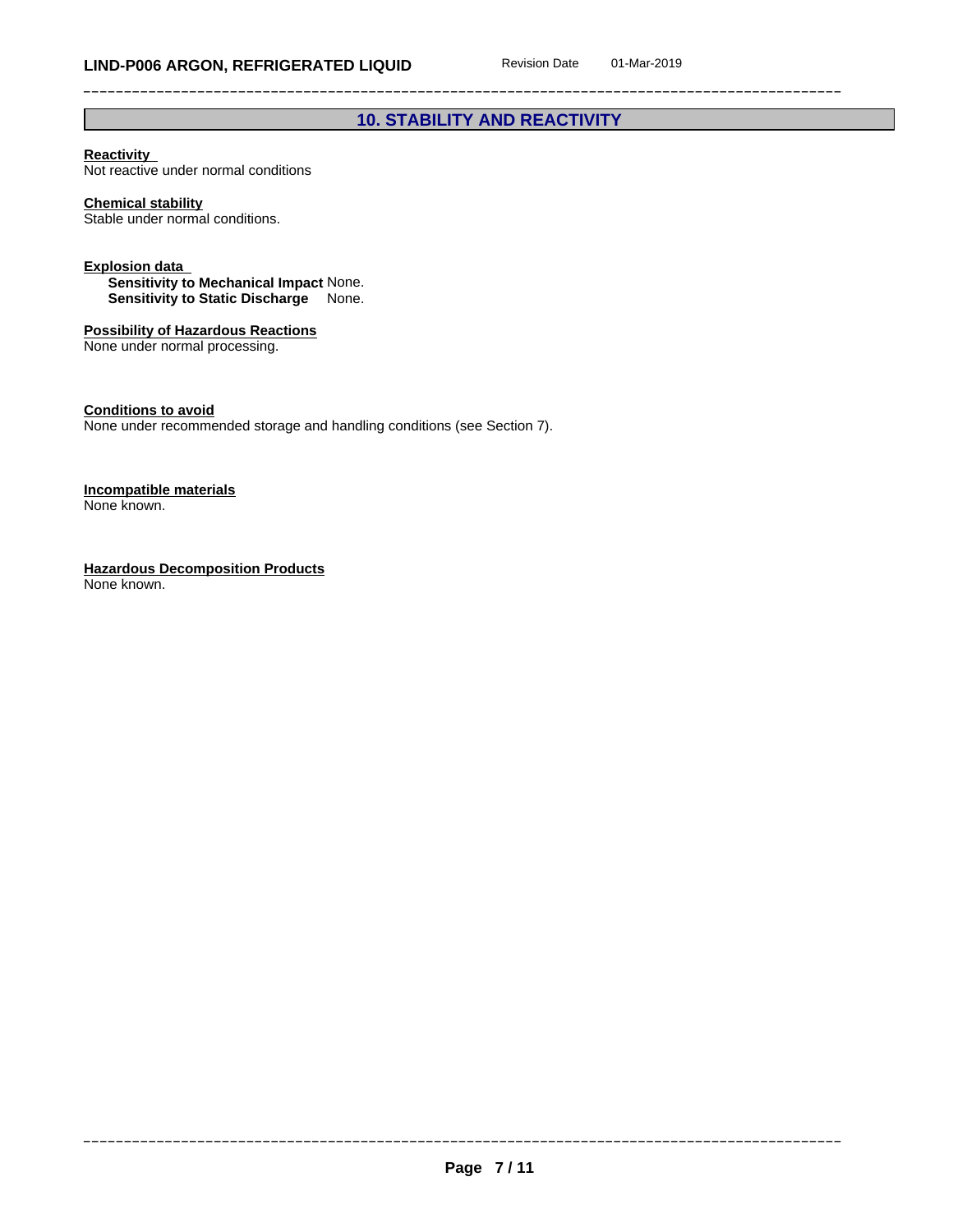## 10. STABILITY AND REACTIVITY

**Reactivity**
Not reactive under normal conditions

**Chemical stability**
Stable under normal conditions.

**Explosion data**
**Sensitivity to Mechanical Impact** None.
**Sensitivity to Static Discharge** None.

**Possibility of Hazardous Reactions**
None under normal processing.

**Conditions to avoid**
None under recommended storage and handling conditions (see Section 7).

**Incompatible materials**
None known.

**Hazardous Decomposition Products**
None known.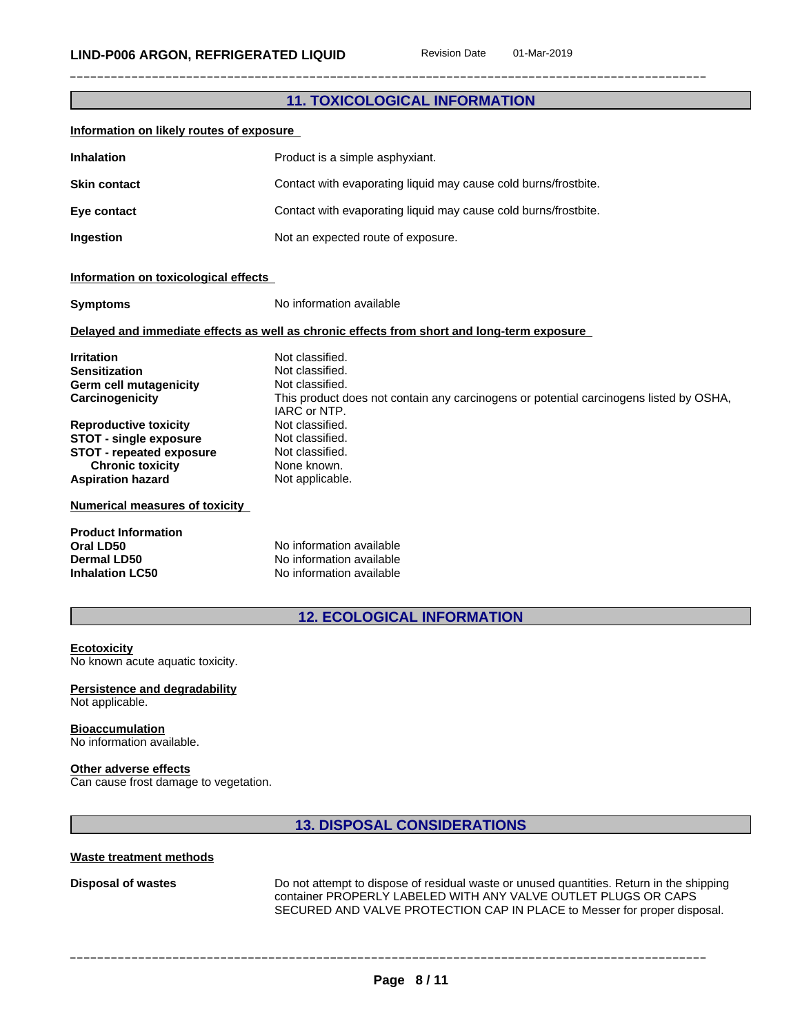## 11. TOXICOLOGICAL INFORMATION

### Information on likely routes of exposure

| | |
|---|---|
| **Inhalation** | Product is a simple asphyxiant. |
| **Skin contact** | Contact with evaporating liquid may cause cold burns/frostbite. |
| **Eye contact** | Contact with evaporating liquid may cause cold burns/frostbite. |
| **Ingestion** | Not an expected route of exposure. |

### Information on toxicological effects

| | |
|---|---|
| **Symptoms** | No information available |

### Delayed and immediate effects as well as chronic effects from short and long-term exposure

| | |
|---|---|
| **Irritation** | Not classified. |
| **Sensitization** | Not classified. |
| **Germ cell mutagenicity** | Not classified. |
| **Carcinogenicity** | This product does not contain any carcinogens or potential carcinogens listed by OSHA, IARC or NTP. |
| **Reproductive toxicity** | Not classified. |
| **STOT - single exposure** | Not classified. |
| **STOT - repeated exposure** | Not classified. |
| **Chronic toxicity** | None known. |
| **Aspiration hazard** | Not applicable. |

### Numerical measures of toxicity

**Product Information**

| | |
|---|---|
| **Oral LD50** | No information available |
| **Dermal LD50** | No information available |
| **Inhalation LC50** | No information available |

## 12. ECOLOGICAL INFORMATION

### Ecotoxicity
No known acute aquatic toxicity.

### Persistence and degradability
Not applicable.

### Bioaccumulation
No information available.

### Other adverse effects
Can cause frost damage to vegetation.

## 13. DISPOSAL CONSIDERATIONS

### Waste treatment methods

| | |
|---|---|
| **Disposal of wastes** | Do not attempt to dispose of residual waste or unused quantities. Return in the shipping container PROPERLY LABELED WITH ANY VALVE OUTLET PLUGS OR CAPS SECURED AND VALVE PROTECTION CAP IN PLACE to Messer for proper disposal. |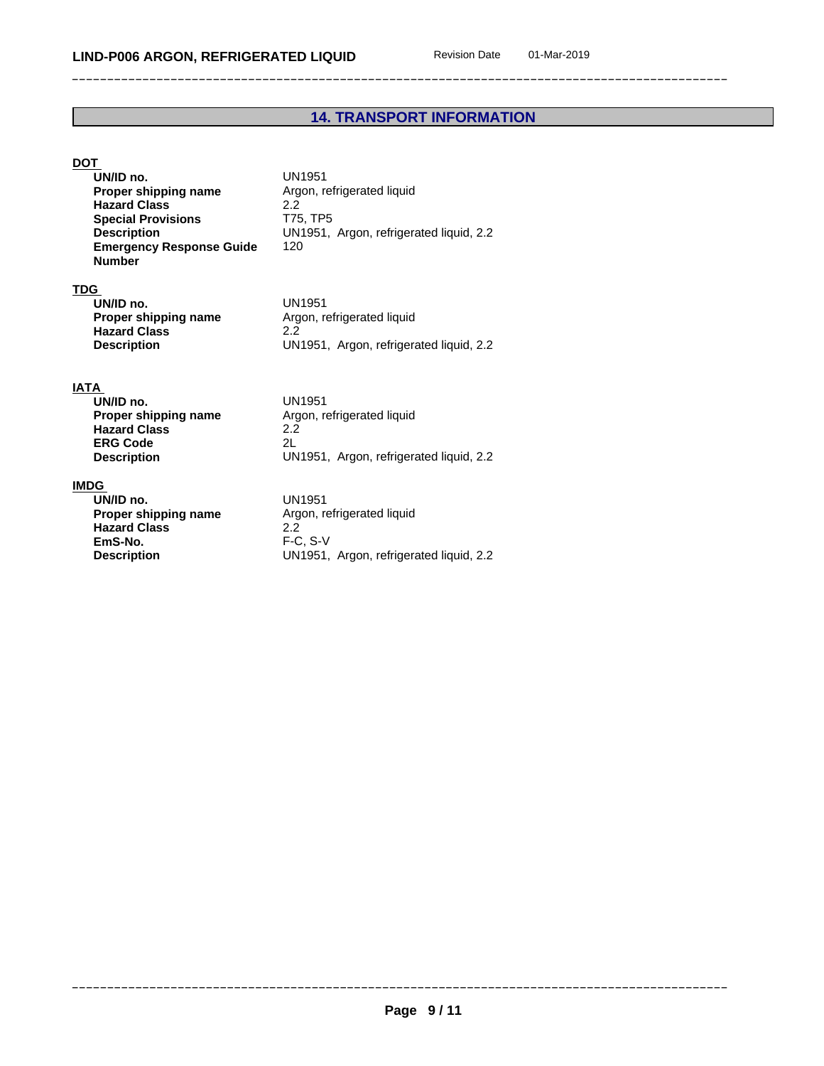## 14. TRANSPORT INFORMATION

**DOT**

| | |
|---|---|
| **UN/ID no.** | UN1951 |
| **Proper shipping name** | Argon, refrigerated liquid |
| **Hazard Class** | 2.2 |
| **Special Provisions** | T75, TP5 |
| **Description** | UN1951, Argon, refrigerated liquid, 2.2 |
| **Emergency Response Guide Number** | 120 |

**TDG**

| | |
|---|---|
| **UN/ID no.** | UN1951 |
| **Proper shipping name** | Argon, refrigerated liquid |
| **Hazard Class** | 2.2 |
| **Description** | UN1951, Argon, refrigerated liquid, 2.2 |

**IATA**

| | |
|---|---|
| **UN/ID no.** | UN1951 |
| **Proper shipping name** | Argon, refrigerated liquid |
| **Hazard Class** | 2.2 |
| **ERG Code** | 2L |
| **Description** | UN1951, Argon, refrigerated liquid, 2.2 |

**IMDG**

| | |
|---|---|
| **UN/ID no.** | UN1951 |
| **Proper shipping name** | Argon, refrigerated liquid |
| **Hazard Class** | 2.2 |
| **EmS-No.** | F-C, S-V |
| **Description** | UN1951, Argon, refrigerated liquid, 2.2 |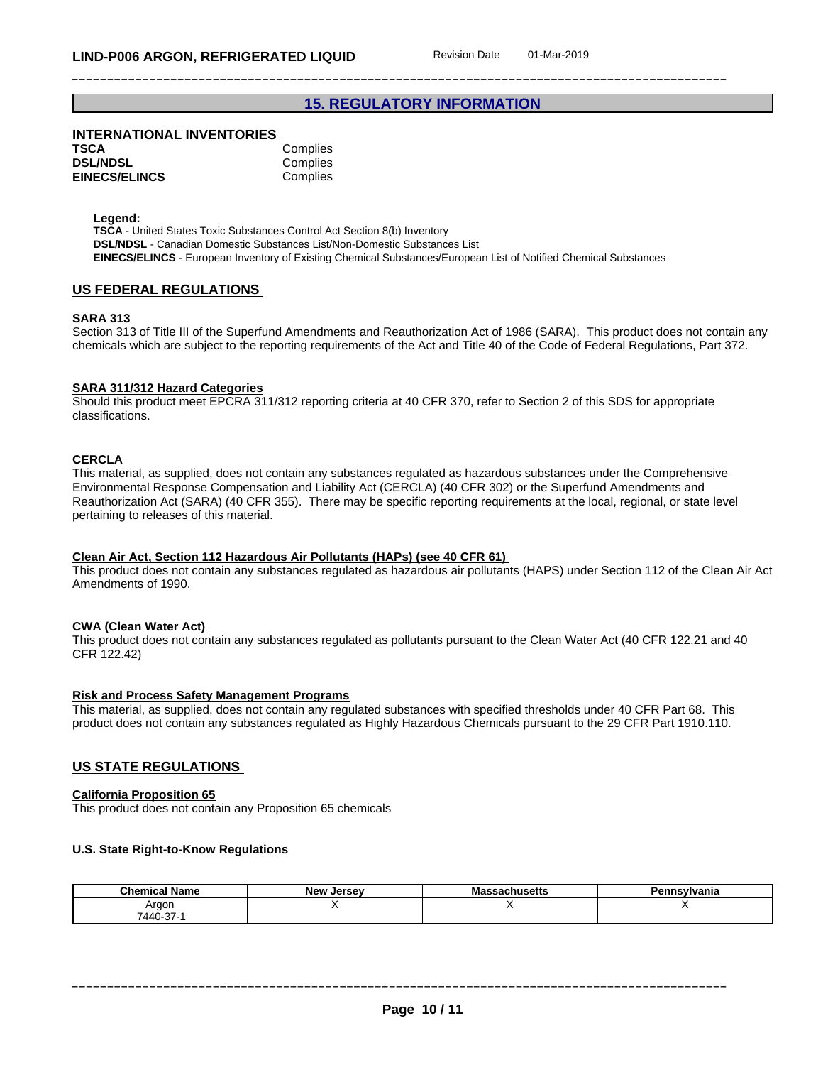## 15. REGULATORY INFORMATION

### INTERNATIONAL INVENTORIES

| | |
|---|---|
| **TSCA** | Complies |
| **DSL/NDSL** | Complies |
| **EINECS/ELINCS** | Complies |

**Legend:**
**TSCA** - United States Toxic Substances Control Act Section 8(b) Inventory
**DSL/NDSL** - Canadian Domestic Substances List/Non-Domestic Substances List
**EINECS/ELINCS** - European Inventory of Existing Chemical Substances/European List of Notified Chemical Substances

### US FEDERAL REGULATIONS

**SARA 313**
Section 313 of Title III of the Superfund Amendments and Reauthorization Act of 1986 (SARA). This product does not contain any chemicals which are subject to the reporting requirements of the Act and Title 40 of the Code of Federal Regulations, Part 372.

**SARA 311/312 Hazard Categories**
Should this product meet EPCRA 311/312 reporting criteria at 40 CFR 370, refer to Section 2 of this SDS for appropriate classifications.

**CERCLA**
This material, as supplied, does not contain any substances regulated as hazardous substances under the Comprehensive Environmental Response Compensation and Liability Act (CERCLA) (40 CFR 302) or the Superfund Amendments and Reauthorization Act (SARA) (40 CFR 355). There may be specific reporting requirements at the local, regional, or state level pertaining to releases of this material.

**Clean Air Act, Section 112 Hazardous Air Pollutants (HAPs) (see 40 CFR 61)**
This product does not contain any substances regulated as hazardous air pollutants (HAPS) under Section 112 of the Clean Air Act Amendments of 1990.

**CWA (Clean Water Act)**
This product does not contain any substances regulated as pollutants pursuant to the Clean Water Act (40 CFR 122.21 and 40 CFR 122.42)

**Risk and Process Safety Management Programs**
This material, as supplied, does not contain any regulated substances with specified thresholds under 40 CFR Part 68. This product does not contain any substances regulated as Highly Hazardous Chemicals pursuant to the 29 CFR Part 1910.110.

### US STATE REGULATIONS

**California Proposition 65**
This product does not contain any Proposition 65 chemicals

**U.S. State Right-to-Know Regulations**

| Chemical Name | New Jersey | Massachusetts | Pennsylvania |
|---|---|---|---|
| Argon<br>7440-37-1 | X | X | X |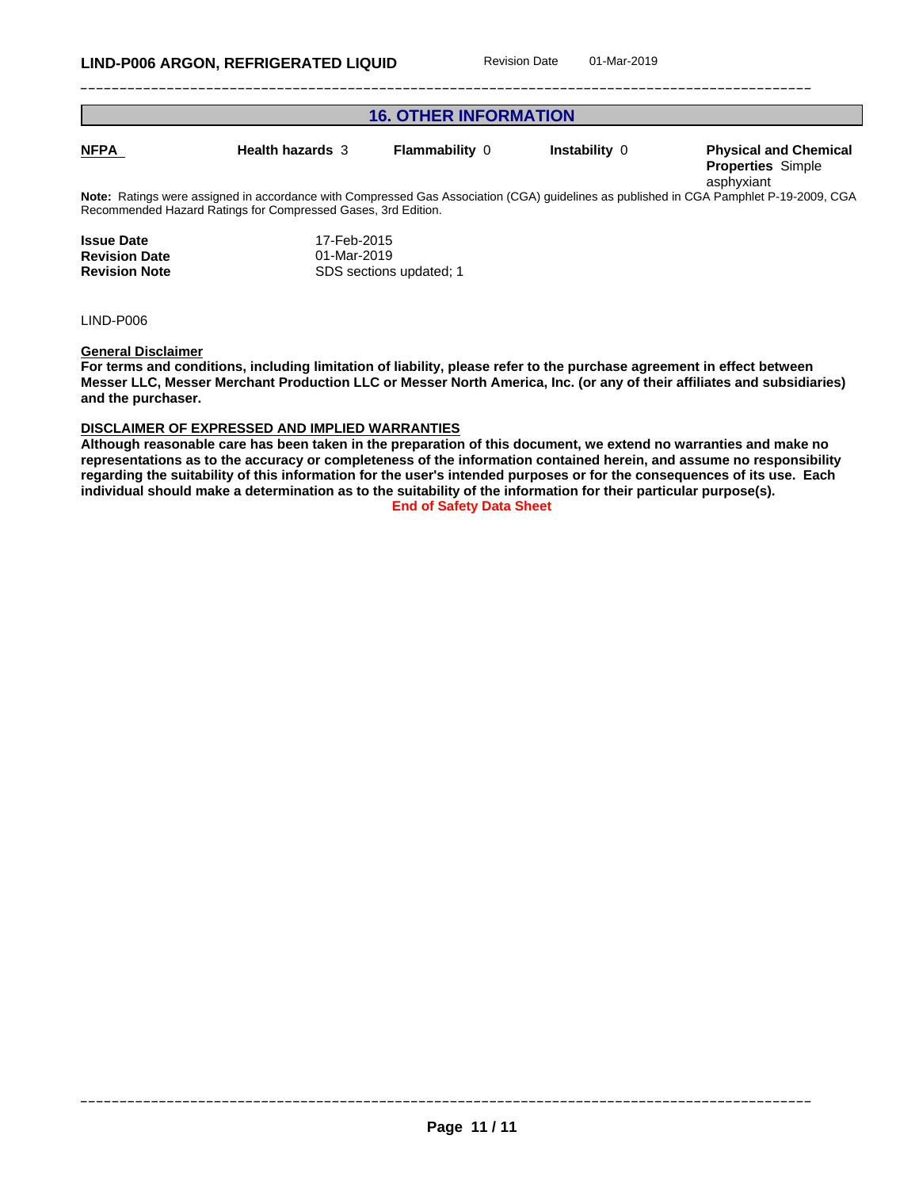## 16. OTHER INFORMATION

| NFPA | Health hazards 3 | Flammability 0 | Instability 0 | Physical and Chemical Properties Simple asphyxiant |
|---|---|---|---|---|

**Note:** Ratings were assigned in accordance with Compressed Gas Association (CGA) guidelines as published in CGA Pamphlet P-19-2009, CGA Recommended Hazard Ratings for Compressed Gases, 3rd Edition.

| | |
|---|---|
| **Issue Date** | 17-Feb-2015 |
| **Revision Date** | 01-Mar-2019 |
| **Revision Note** | SDS sections updated; 1 |

LIND-P006

**General Disclaimer**

**For terms and conditions, including limitation of liability, please refer to the purchase agreement in effect between Messer LLC, Messer Merchant Production LLC or Messer North America, Inc. (or any of their affiliates and subsidiaries) and the purchaser.**

**DISCLAIMER OF EXPRESSED AND IMPLIED WARRANTIES**

**Although reasonable care has been taken in the preparation of this document, we extend no warranties and make no representations as to the accuracy or completeness of the information contained herein, and assume no responsibility regarding the suitability of this information for the user's intended purposes or for the consequences of its use. Each individual should make a determination as to the suitability of the information for their particular purpose(s).**

**End of Safety Data Sheet**